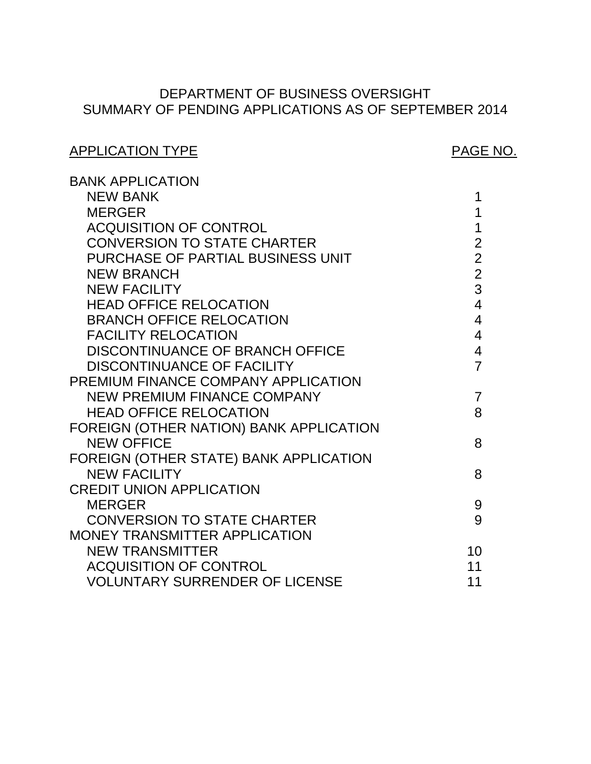# DEPARTMENT OF BUSINESS OVERSIGHT
## SUMMARY OF PENDING APPLICATIONS AS OF SEPTEMBER 2014

| APPLICATION TYPE | PAGE NO. |
|---|---|
| BANK APPLICATION | |
| NEW BANK | 1 |
| MERGER | 1 |
| ACQUISITION OF CONTROL | 1 |
| CONVERSION TO STATE CHARTER | 2 |
| PURCHASE OF PARTIAL BUSINESS UNIT | 2 |
| NEW BRANCH | 2 |
| NEW FACILITY | 3 |
| HEAD OFFICE RELOCATION | 4 |
| BRANCH OFFICE RELOCATION | 4 |
| FACILITY RELOCATION | 4 |
| DISCONTINUANCE OF BRANCH OFFICE | 4 |
| DISCONTINUANCE OF FACILITY | 7 |
| PREMIUM FINANCE COMPANY APPLICATION | |
| NEW PREMIUM FINANCE COMPANY | 7 |
| HEAD OFFICE RELOCATION | 8 |
| FOREIGN (OTHER NATION) BANK APPLICATION | |
| NEW OFFICE | 8 |
| FOREIGN (OTHER STATE) BANK APPLICATION | |
| NEW FACILITY | 8 |
| CREDIT UNION APPLICATION | |
| MERGER | 9 |
| CONVERSION TO STATE CHARTER | 9 |
| MONEY TRANSMITTER APPLICATION | |
| NEW TRANSMITTER | 10 |
| ACQUISITION OF CONTROL | 11 |
| VOLUNTARY SURRENDER OF LICENSE | 11 |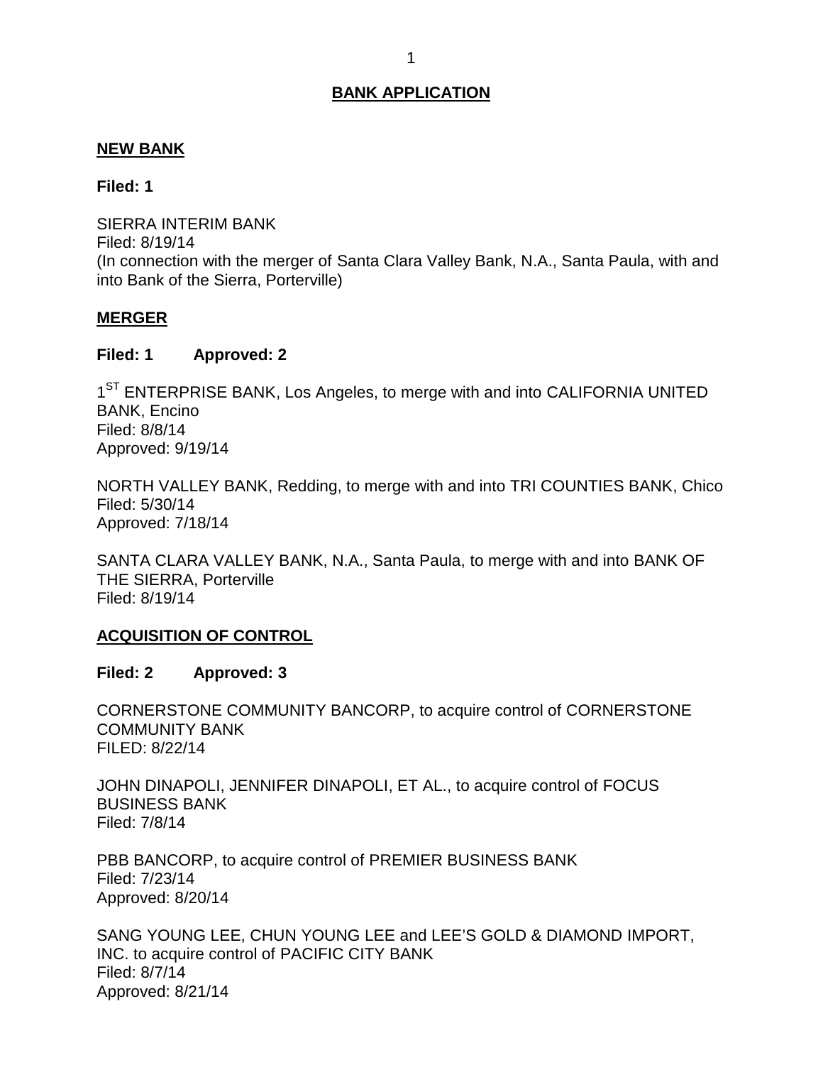# BANK APPLICATION

## NEW BANK

**Filed: 1**

SIERRA INTERIM BANK
Filed: 8/19/14
(In connection with the merger of Santa Clara Valley Bank, N.A., Santa Paula, with and into Bank of the Sierra, Porterville)

## MERGER

**Filed: 1 Approved: 2**

1[ST] ENTERPRISE BANK, Los Angeles, to merge with and into CALIFORNIA UNITED BANK, Encino
Filed: 8/8/14
Approved: 9/19/14

NORTH VALLEY BANK, Redding, to merge with and into TRI COUNTIES BANK, Chico
Filed: 5/30/14
Approved: 7/18/14

SANTA CLARA VALLEY BANK, N.A., Santa Paula, to merge with and into BANK OF THE SIERRA, Porterville
Filed: 8/19/14

## ACQUISITION OF CONTROL

**Filed: 2 Approved: 3**

CORNERSTONE COMMUNITY BANCORP, to acquire control of CORNERSTONE COMMUNITY BANK
FILED: 8/22/14

JOHN DINAPOLI, JENNIFER DINAPOLI, ET AL., to acquire control of FOCUS BUSINESS BANK
Filed: 7/8/14

PBB BANCORP, to acquire control of PREMIER BUSINESS BANK
Filed: 7/23/14
Approved: 8/20/14

SANG YOUNG LEE, CHUN YOUNG LEE and LEE'S GOLD & DIAMOND IMPORT, INC. to acquire control of PACIFIC CITY BANK
Filed: 8/7/14
Approved: 8/21/14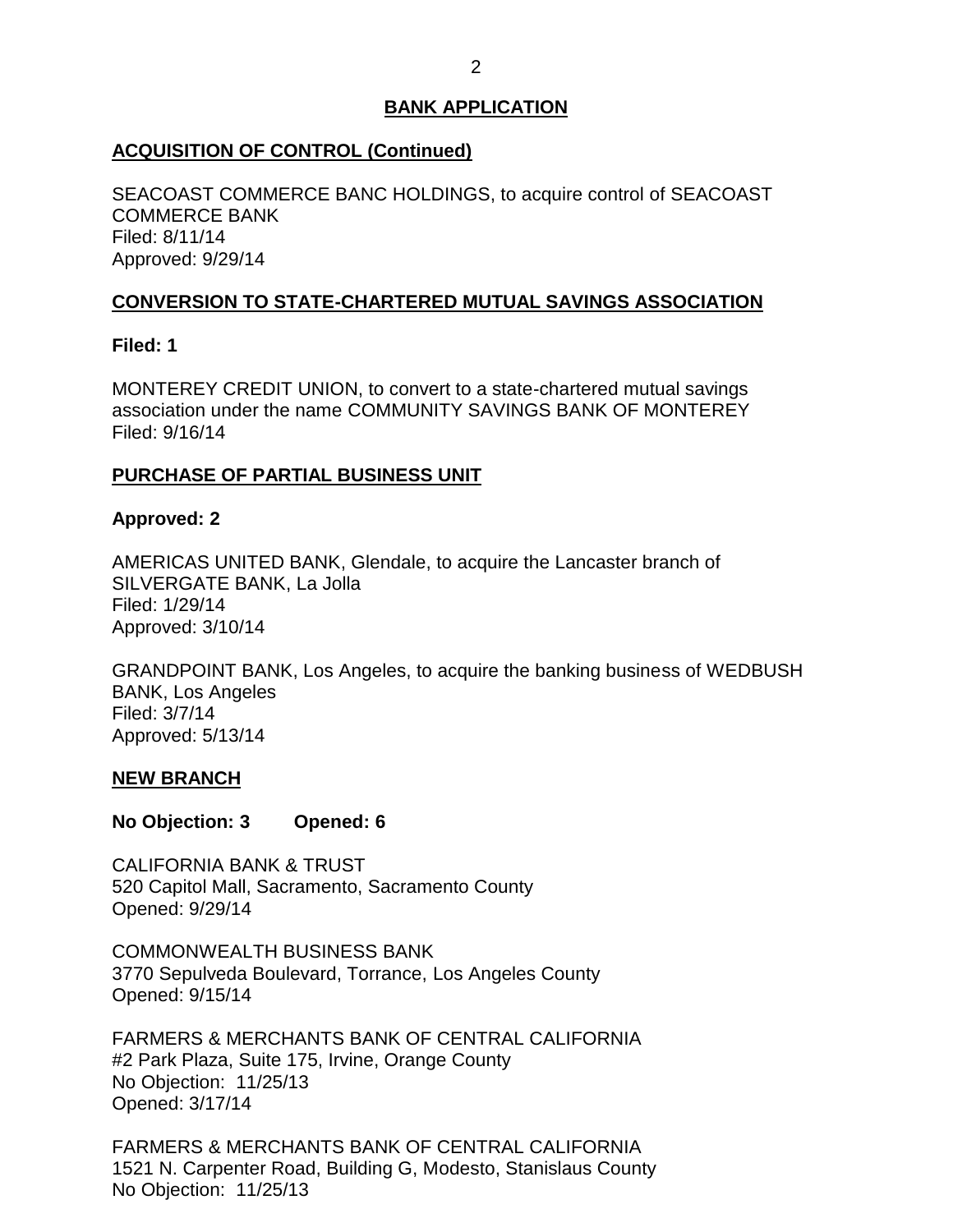## BANK APPLICATION

### ACQUISITION OF CONTROL (Continued)

SEACOAST COMMERCE BANC HOLDINGS, to acquire control of SEACOAST COMMERCE BANK
Filed: 8/11/14
Approved: 9/29/14

### CONVERSION TO STATE-CHARTERED MUTUAL SAVINGS ASSOCIATION

**Filed: 1**

MONTEREY CREDIT UNION, to convert to a state-chartered mutual savings association under the name COMMUNITY SAVINGS BANK OF MONTEREY
Filed: 9/16/14

### PURCHASE OF PARTIAL BUSINESS UNIT

**Approved: 2**

AMERICAS UNITED BANK, Glendale, to acquire the Lancaster branch of SILVERGATE BANK, La Jolla
Filed: 1/29/14
Approved: 3/10/14

GRANDPOINT BANK, Los Angeles, to acquire the banking business of WEDBUSH BANK, Los Angeles
Filed: 3/7/14
Approved: 5/13/14

### NEW BRANCH

**No Objection: 3 Opened: 6**

CALIFORNIA BANK & TRUST
520 Capitol Mall, Sacramento, Sacramento County
Opened: 9/29/14

COMMONWEALTH BUSINESS BANK
3770 Sepulveda Boulevard, Torrance, Los Angeles County
Opened: 9/15/14

FARMERS & MERCHANTS BANK OF CENTRAL CALIFORNIA
#2 Park Plaza, Suite 175, Irvine, Orange County
No Objection: 11/25/13
Opened: 3/17/14

FARMERS & MERCHANTS BANK OF CENTRAL CALIFORNIA
1521 N. Carpenter Road, Building G, Modesto, Stanislaus County
No Objection: 11/25/13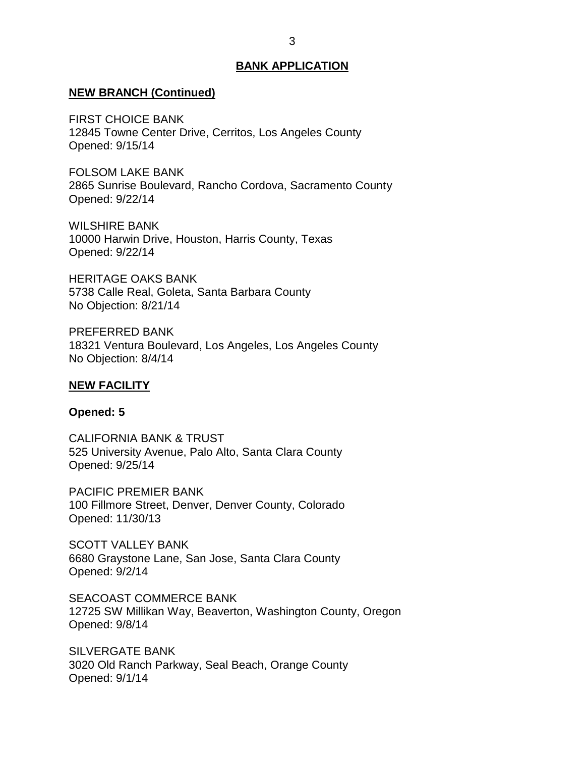## BANK APPLICATION

### NEW BRANCH (Continued)

FIRST CHOICE BANK
12845 Towne Center Drive, Cerritos, Los Angeles County
Opened: 9/15/14

FOLSOM LAKE BANK
2865 Sunrise Boulevard, Rancho Cordova, Sacramento County
Opened: 9/22/14

WILSHIRE BANK
10000 Harwin Drive, Houston, Harris County, Texas
Opened: 9/22/14

HERITAGE OAKS BANK
5738 Calle Real, Goleta, Santa Barbara County
No Objection: 8/21/14

PREFERRED BANK
18321 Ventura Boulevard, Los Angeles, Los Angeles County
No Objection: 8/4/14

### NEW FACILITY

**Opened: 5**

CALIFORNIA BANK & TRUST
525 University Avenue, Palo Alto, Santa Clara County
Opened: 9/25/14

PACIFIC PREMIER BANK
100 Fillmore Street, Denver, Denver County, Colorado
Opened: 11/30/13

SCOTT VALLEY BANK
6680 Graystone Lane, San Jose, Santa Clara County
Opened: 9/2/14

SEACOAST COMMERCE BANK
12725 SW Millikan Way, Beaverton, Washington County, Oregon
Opened: 9/8/14

SILVERGATE BANK
3020 Old Ranch Parkway, Seal Beach, Orange County
Opened: 9/1/14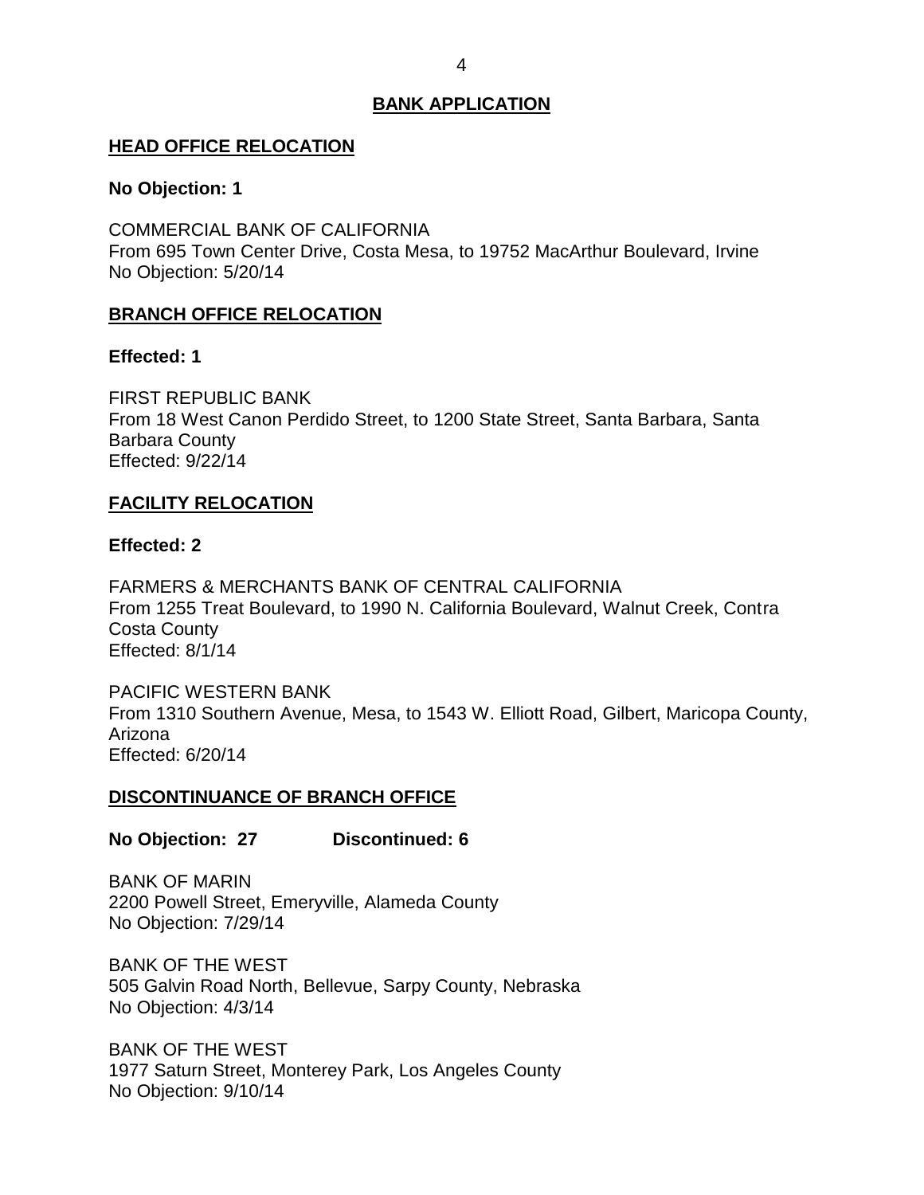## BANK APPLICATION

### HEAD OFFICE RELOCATION

**No Objection: 1**

COMMERCIAL BANK OF CALIFORNIA
From 695 Town Center Drive, Costa Mesa, to 19752 MacArthur Boulevard, Irvine
No Objection: 5/20/14

### BRANCH OFFICE RELOCATION

**Effected: 1**

FIRST REPUBLIC BANK
From 18 West Canon Perdido Street, to 1200 State Street, Santa Barbara, Santa Barbara County
Effected: 9/22/14

### FACILITY RELOCATION

**Effected: 2**

FARMERS & MERCHANTS BANK OF CENTRAL CALIFORNIA
From 1255 Treat Boulevard, to 1990 N. California Boulevard, Walnut Creek, Contra Costa County
Effected: 8/1/14

PACIFIC WESTERN BANK
From 1310 Southern Avenue, Mesa, to 1543 W. Elliott Road, Gilbert, Maricopa County, Arizona
Effected: 6/20/14

### DISCONTINUANCE OF BRANCH OFFICE

**No Objection: 27 Discontinued: 6**

BANK OF MARIN
2200 Powell Street, Emeryville, Alameda County
No Objection: 7/29/14

BANK OF THE WEST
505 Galvin Road North, Bellevue, Sarpy County, Nebraska
No Objection: 4/3/14

BANK OF THE WEST
1977 Saturn Street, Monterey Park, Los Angeles County
No Objection: 9/10/14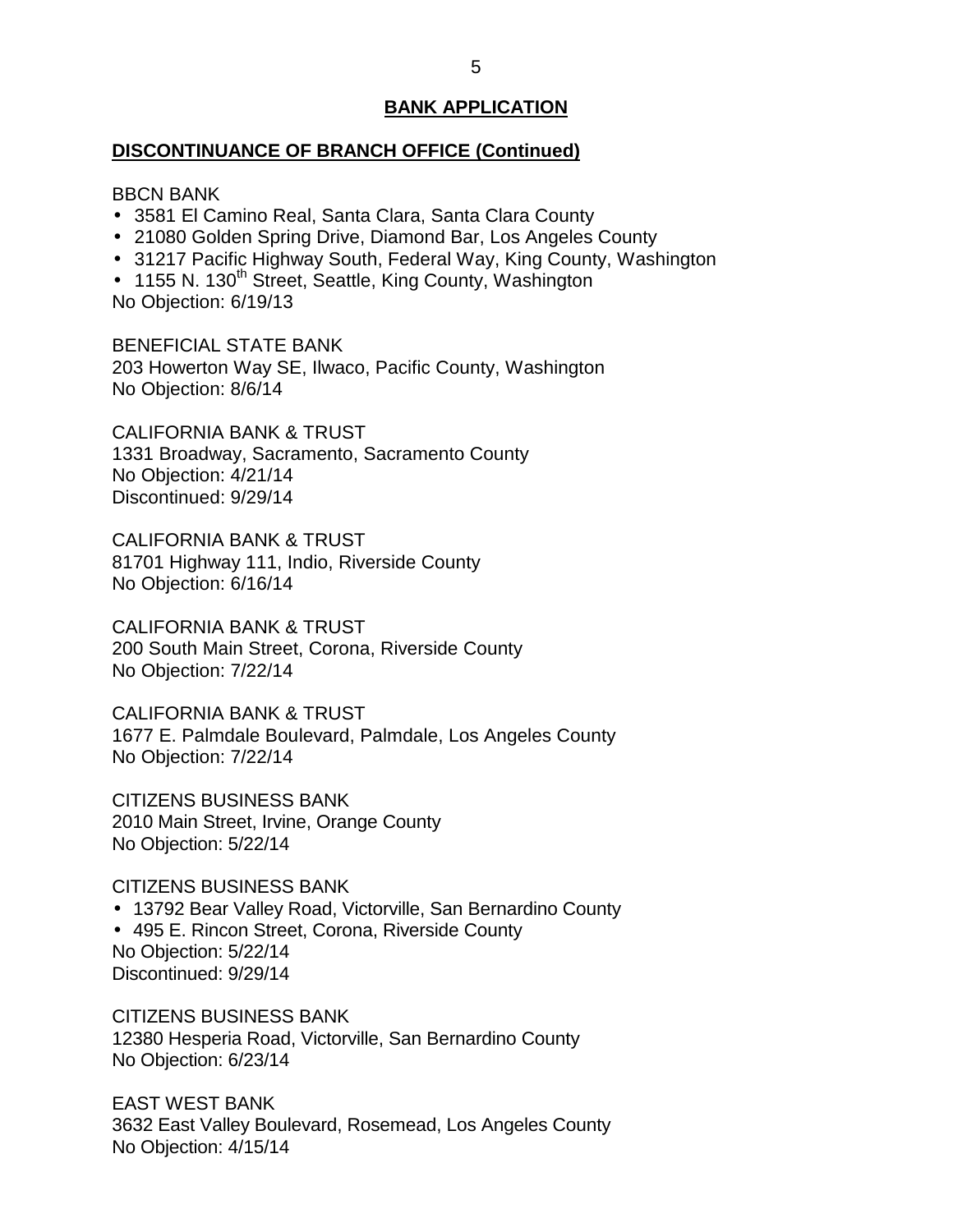## BANK APPLICATION

### DISCONTINUANCE OF BRANCH OFFICE (Continued)

BBCN BANK
- 3581 El Camino Real, Santa Clara, Santa Clara County
- 21080 Golden Spring Drive, Diamond Bar, Los Angeles County
- 31217 Pacific Highway South, Federal Way, King County, Washington
- 1155 N. 130th Street, Seattle, King County, Washington

No Objection: 6/19/13

BENEFICIAL STATE BANK
203 Howerton Way SE, Ilwaco, Pacific County, Washington
No Objection: 8/6/14

CALIFORNIA BANK & TRUST
1331 Broadway, Sacramento, Sacramento County
No Objection: 4/21/14
Discontinued: 9/29/14

CALIFORNIA BANK & TRUST
81701 Highway 111, Indio, Riverside County
No Objection: 6/16/14

CALIFORNIA BANK & TRUST
200 South Main Street, Corona, Riverside County
No Objection: 7/22/14

CALIFORNIA BANK & TRUST
1677 E. Palmdale Boulevard, Palmdale, Los Angeles County
No Objection: 7/22/14

CITIZENS BUSINESS BANK
2010 Main Street, Irvine, Orange County
No Objection: 5/22/14

CITIZENS BUSINESS BANK
- 13792 Bear Valley Road, Victorville, San Bernardino County
- 495 E. Rincon Street, Corona, Riverside County

No Objection: 5/22/14
Discontinued: 9/29/14

CITIZENS BUSINESS BANK
12380 Hesperia Road, Victorville, San Bernardino County
No Objection: 6/23/14

EAST WEST BANK
3632 East Valley Boulevard, Rosemead, Los Angeles County
No Objection: 4/15/14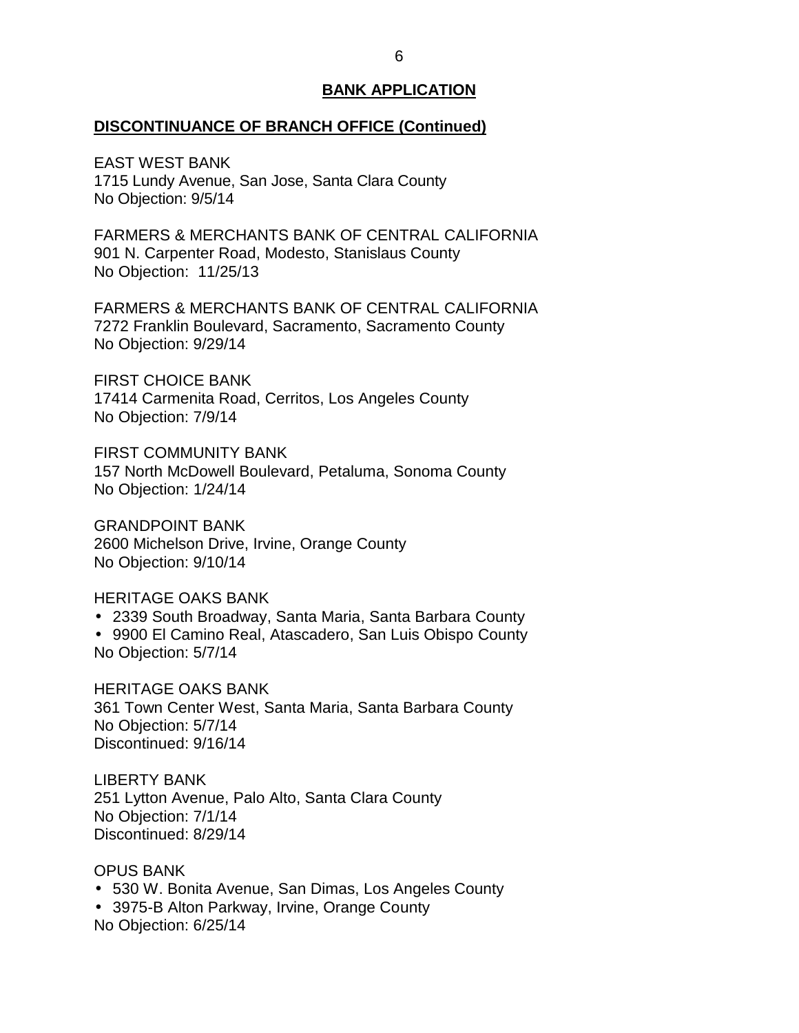## BANK APPLICATION

### DISCONTINUANCE OF BRANCH OFFICE (Continued)

EAST WEST BANK
1715 Lundy Avenue, San Jose, Santa Clara County
No Objection: 9/5/14

FARMERS & MERCHANTS BANK OF CENTRAL CALIFORNIA
901 N. Carpenter Road, Modesto, Stanislaus County
No Objection: 11/25/13

FARMERS & MERCHANTS BANK OF CENTRAL CALIFORNIA
7272 Franklin Boulevard, Sacramento, Sacramento County
No Objection: 9/29/14

FIRST CHOICE BANK
17414 Carmenita Road, Cerritos, Los Angeles County
No Objection: 7/9/14

FIRST COMMUNITY BANK
157 North McDowell Boulevard, Petaluma, Sonoma County
No Objection: 1/24/14

GRANDPOINT BANK
2600 Michelson Drive, Irvine, Orange County
No Objection: 9/10/14

HERITAGE OAKS BANK
- 2339 South Broadway, Santa Maria, Santa Barbara County
- 9900 El Camino Real, Atascadero, San Luis Obispo County

No Objection: 5/7/14

HERITAGE OAKS BANK
361 Town Center West, Santa Maria, Santa Barbara County
No Objection: 5/7/14
Discontinued: 9/16/14

LIBERTY BANK
251 Lytton Avenue, Palo Alto, Santa Clara County
No Objection: 7/1/14
Discontinued: 8/29/14

OPUS BANK
- 530 W. Bonita Avenue, San Dimas, Los Angeles County
- 3975-B Alton Parkway, Irvine, Orange County

No Objection: 6/25/14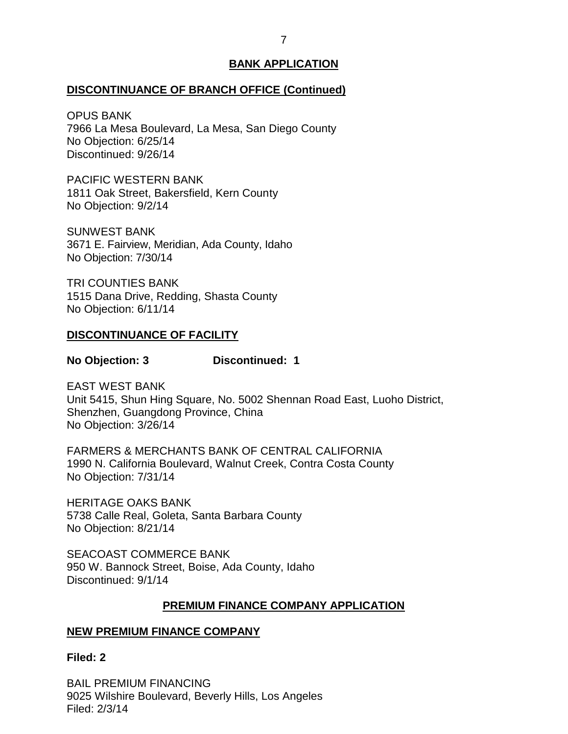## BANK APPLICATION

### DISCONTINUANCE OF BRANCH OFFICE (Continued)

OPUS BANK
7966 La Mesa Boulevard, La Mesa, San Diego County
No Objection: 6/25/14
Discontinued: 9/26/14

PACIFIC WESTERN BANK
1811 Oak Street, Bakersfield, Kern County
No Objection: 9/2/14

SUNWEST BANK
3671 E. Fairview, Meridian, Ada County, Idaho
No Objection: 7/30/14

TRI COUNTIES BANK
1515 Dana Drive, Redding, Shasta County
No Objection: 6/11/14

### DISCONTINUANCE OF FACILITY

**No Objection: 3 Discontinued: 1**

EAST WEST BANK
Unit 5415, Shun Hing Square, No. 5002 Shennan Road East, Luoho District, Shenzhen, Guangdong Province, China
No Objection: 3/26/14

FARMERS & MERCHANTS BANK OF CENTRAL CALIFORNIA
1990 N. California Boulevard, Walnut Creek, Contra Costa County
No Objection: 7/31/14

HERITAGE OAKS BANK
5738 Calle Real, Goleta, Santa Barbara County
No Objection: 8/21/14

SEACOAST COMMERCE BANK
950 W. Bannock Street, Boise, Ada County, Idaho
Discontinued: 9/1/14

## PREMIUM FINANCE COMPANY APPLICATION

### NEW PREMIUM FINANCE COMPANY

**Filed: 2**

BAIL PREMIUM FINANCING
9025 Wilshire Boulevard, Beverly Hills, Los Angeles
Filed: 2/3/14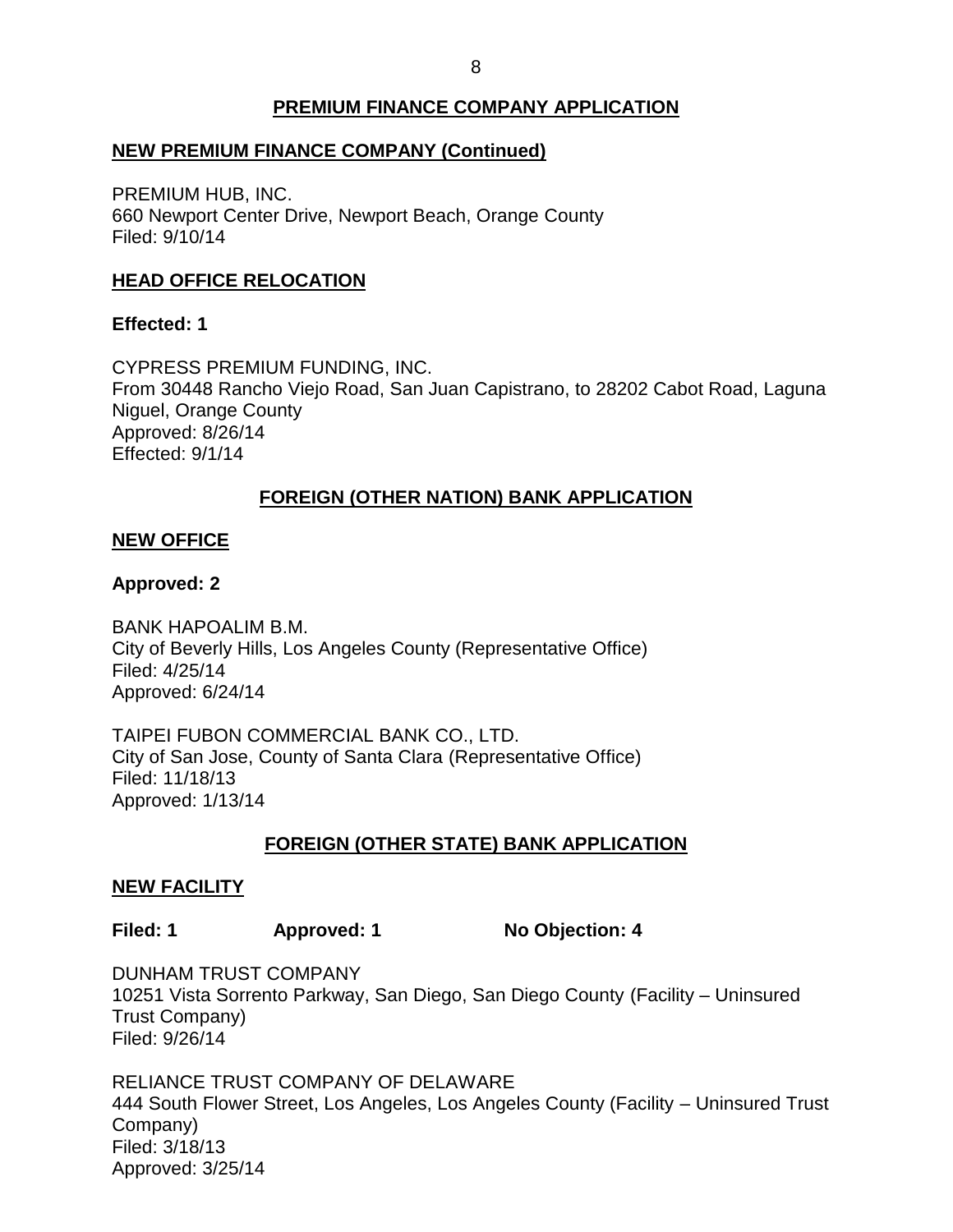## PREMIUM FINANCE COMPANY APPLICATION

### NEW PREMIUM FINANCE COMPANY (Continued)

PREMIUM HUB, INC.
660 Newport Center Drive, Newport Beach, Orange County
Filed: 9/10/14

### HEAD OFFICE RELOCATION

**Effected: 1**

CYPRESS PREMIUM FUNDING, INC.
From 30448 Rancho Viejo Road, San Juan Capistrano, to 28202 Cabot Road, Laguna Niguel, Orange County
Approved: 8/26/14
Effected: 9/1/14

## FOREIGN (OTHER NATION) BANK APPLICATION

### NEW OFFICE

**Approved: 2**

BANK HAPOALIM B.M.
City of Beverly Hills, Los Angeles County (Representative Office)
Filed: 4/25/14
Approved: 6/24/14

TAIPEI FUBON COMMERCIAL BANK CO., LTD.
City of San Jose, County of Santa Clara (Representative Office)
Filed: 11/18/13
Approved: 1/13/14

## FOREIGN (OTHER STATE) BANK APPLICATION

### NEW FACILITY

**Filed: 1** **Approved: 1** **No Objection: 4**

DUNHAM TRUST COMPANY
10251 Vista Sorrento Parkway, San Diego, San Diego County (Facility – Uninsured Trust Company)
Filed: 9/26/14

RELIANCE TRUST COMPANY OF DELAWARE
444 South Flower Street, Los Angeles, Los Angeles County (Facility – Uninsured Trust Company)
Filed: 3/18/13
Approved: 3/25/14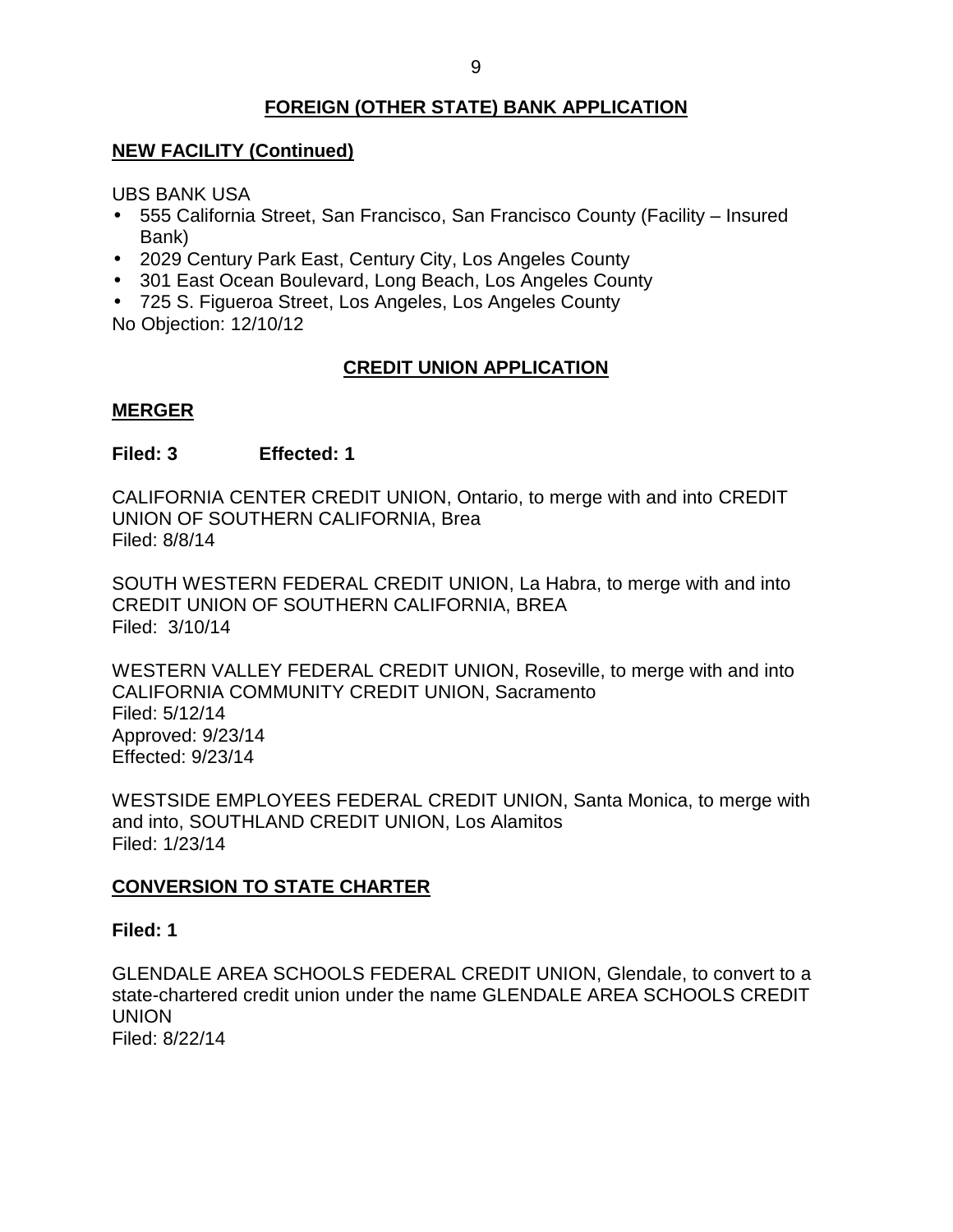## FOREIGN (OTHER STATE) BANK APPLICATION

### NEW FACILITY (Continued)

UBS BANK USA

- 555 California Street, San Francisco, San Francisco County (Facility – Insured Bank)
- 2029 Century Park East, Century City, Los Angeles County
- 301 East Ocean Boulevard, Long Beach, Los Angeles County
- 725 S. Figueroa Street, Los Angeles, Los Angeles County

No Objection: 12/10/12

## CREDIT UNION APPLICATION

### MERGER

**Filed: 3 Effected: 1**

CALIFORNIA CENTER CREDIT UNION, Ontario, to merge with and into CREDIT UNION OF SOUTHERN CALIFORNIA, Brea
Filed: 8/8/14

SOUTH WESTERN FEDERAL CREDIT UNION, La Habra, to merge with and into CREDIT UNION OF SOUTHERN CALIFORNIA, BREA
Filed: 3/10/14

WESTERN VALLEY FEDERAL CREDIT UNION, Roseville, to merge with and into CALIFORNIA COMMUNITY CREDIT UNION, Sacramento
Filed: 5/12/14
Approved: 9/23/14
Effected: 9/23/14

WESTSIDE EMPLOYEES FEDERAL CREDIT UNION, Santa Monica, to merge with and into, SOUTHLAND CREDIT UNION, Los Alamitos
Filed: 1/23/14

### CONVERSION TO STATE CHARTER

**Filed: 1**

GLENDALE AREA SCHOOLS FEDERAL CREDIT UNION, Glendale, to convert to a state-chartered credit union under the name GLENDALE AREA SCHOOLS CREDIT UNION
Filed: 8/22/14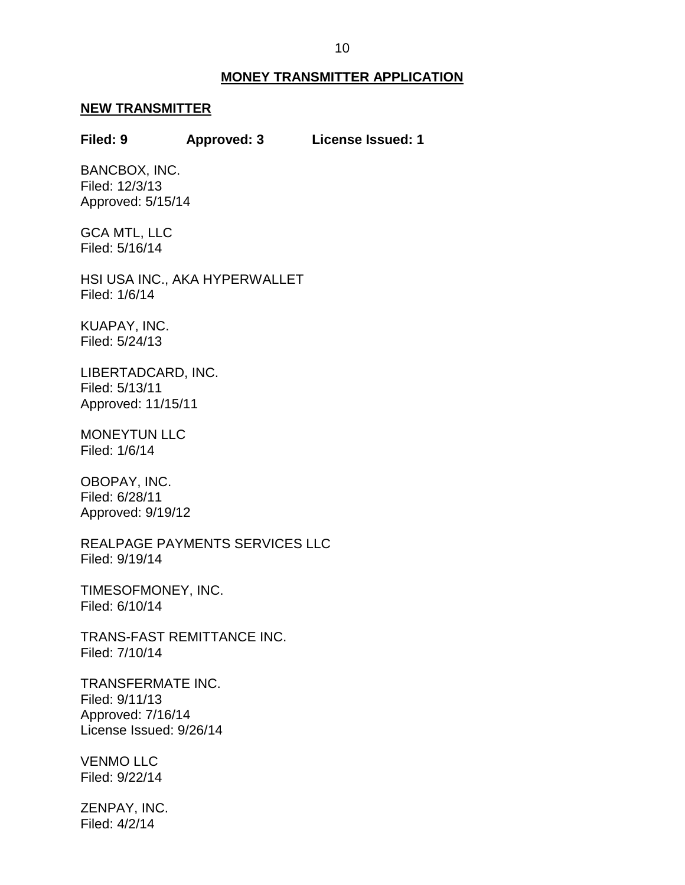## MONEY TRANSMITTER APPLICATION

### NEW TRANSMITTER

**Filed: 9 Approved: 3 License Issued: 1**

BANCBOX, INC.
Filed: 12/3/13
Approved: 5/15/14

GCA MTL, LLC
Filed: 5/16/14

HSI USA INC., AKA HYPERWALLET
Filed: 1/6/14

KUAPAY, INC.
Filed: 5/24/13

LIBERTADCARD, INC.
Filed: 5/13/11
Approved: 11/15/11

MONEYTUN LLC
Filed: 1/6/14

OBOPAY, INC.
Filed: 6/28/11
Approved: 9/19/12

REALPAGE PAYMENTS SERVICES LLC
Filed: 9/19/14

TIMESOFMONEY, INC.
Filed: 6/10/14

TRANS-FAST REMITTANCE INC.
Filed: 7/10/14

TRANSFERMATE INC.
Filed: 9/11/13
Approved: 7/16/14
License Issued: 9/26/14

VENMO LLC
Filed: 9/22/14

ZENPAY, INC.
Filed: 4/2/14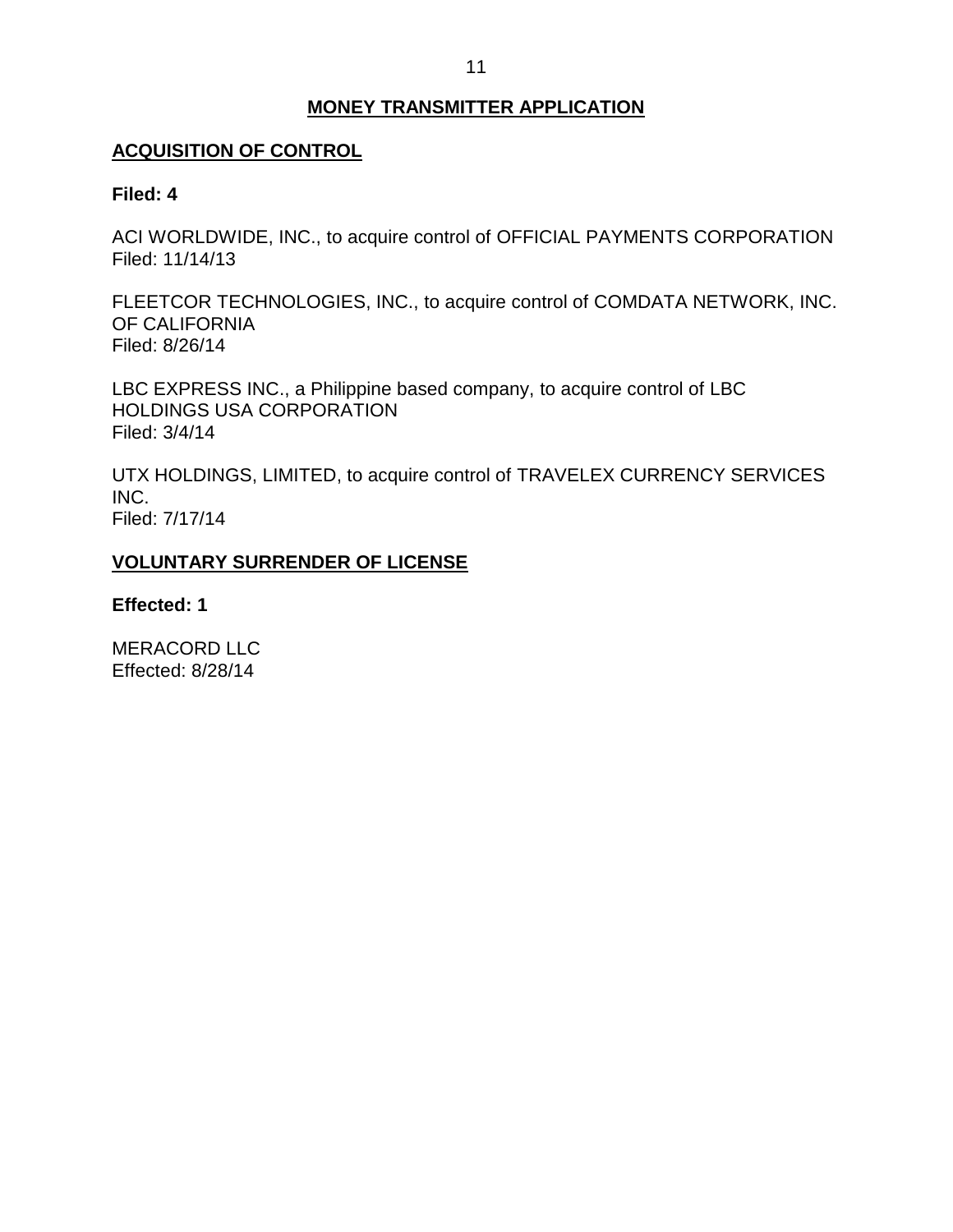## MONEY TRANSMITTER APPLICATION

### ACQUISITION OF CONTROL

**Filed: 4**

ACI WORLDWIDE, INC., to acquire control of OFFICIAL PAYMENTS CORPORATION
Filed: 11/14/13

FLEETCOR TECHNOLOGIES, INC., to acquire control of COMDATA NETWORK, INC. OF CALIFORNIA
Filed: 8/26/14

LBC EXPRESS INC., a Philippine based company, to acquire control of LBC HOLDINGS USA CORPORATION
Filed: 3/4/14

UTX HOLDINGS, LIMITED, to acquire control of TRAVELEX CURRENCY SERVICES INC.
Filed: 7/17/14

### VOLUNTARY SURRENDER OF LICENSE

**Effected: 1**

MERACORD LLC
Effected: 8/28/14